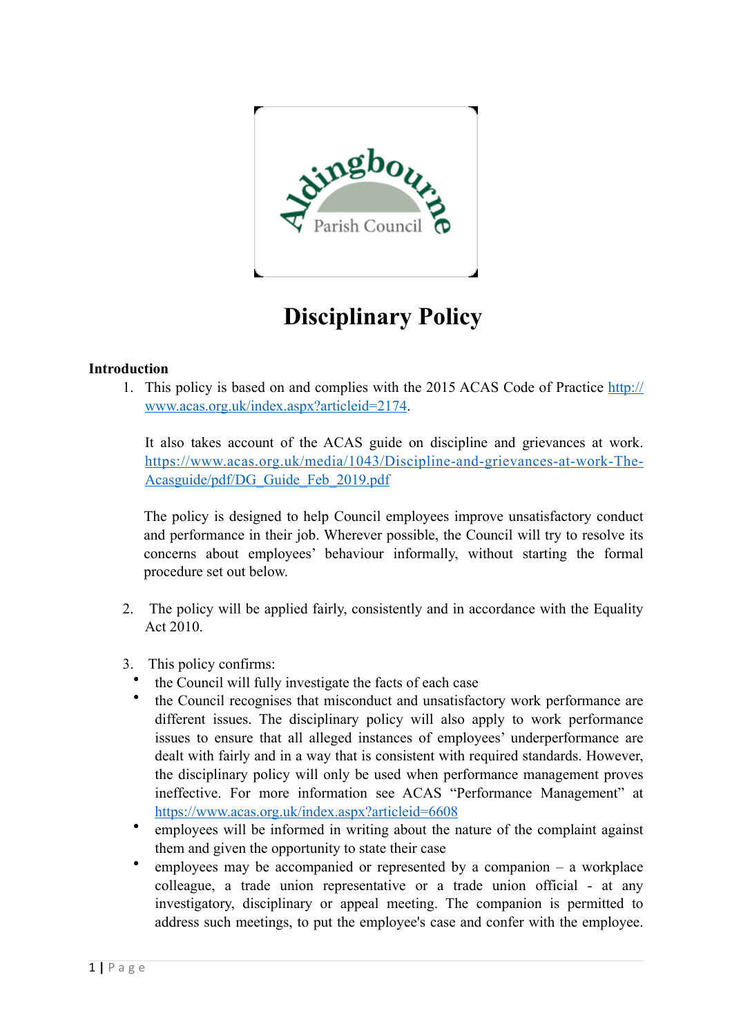# Disciplinary Policy

**Introduction**

1. This policy is based on and complies with the 2015 ACAS Code of Practice http://www.acas.org.uk/index.aspx?articleid=2174.

   It also takes account of the ACAS guide on discipline and grievances at work. https://www.acas.org.uk/media/1043/Discipline-and-grievances-at-work-The-Acasguide/pdf/DG_Guide_Feb_2019.pdf

   The policy is designed to help Council employees improve unsatisfactory conduct and performance in their job. Wherever possible, the Council will try to resolve its concerns about employees' behaviour informally, without starting the formal procedure set out below.

2. The policy will be applied fairly, consistently and in accordance with the Equality Act 2010.

3. This policy confirms:

- the Council will fully investigate the facts of each case
- the Council recognises that misconduct and unsatisfactory work performance are different issues. The disciplinary policy will also apply to work performance issues to ensure that all alleged instances of employees' underperformance are dealt with fairly and in a way that is consistent with required standards. However, the disciplinary policy will only be used when performance management proves ineffective. For more information see ACAS "Performance Management" at https://www.acas.org.uk/index.aspx?articleid=6608
- employees will be informed in writing about the nature of the complaint against them and given the opportunity to state their case
- employees may be accompanied or represented by a companion – a workplace colleague, a trade union representative or a trade union official - at any investigatory, disciplinary or appeal meeting. The companion is permitted to address such meetings, to put the employee's case and confer with the employee.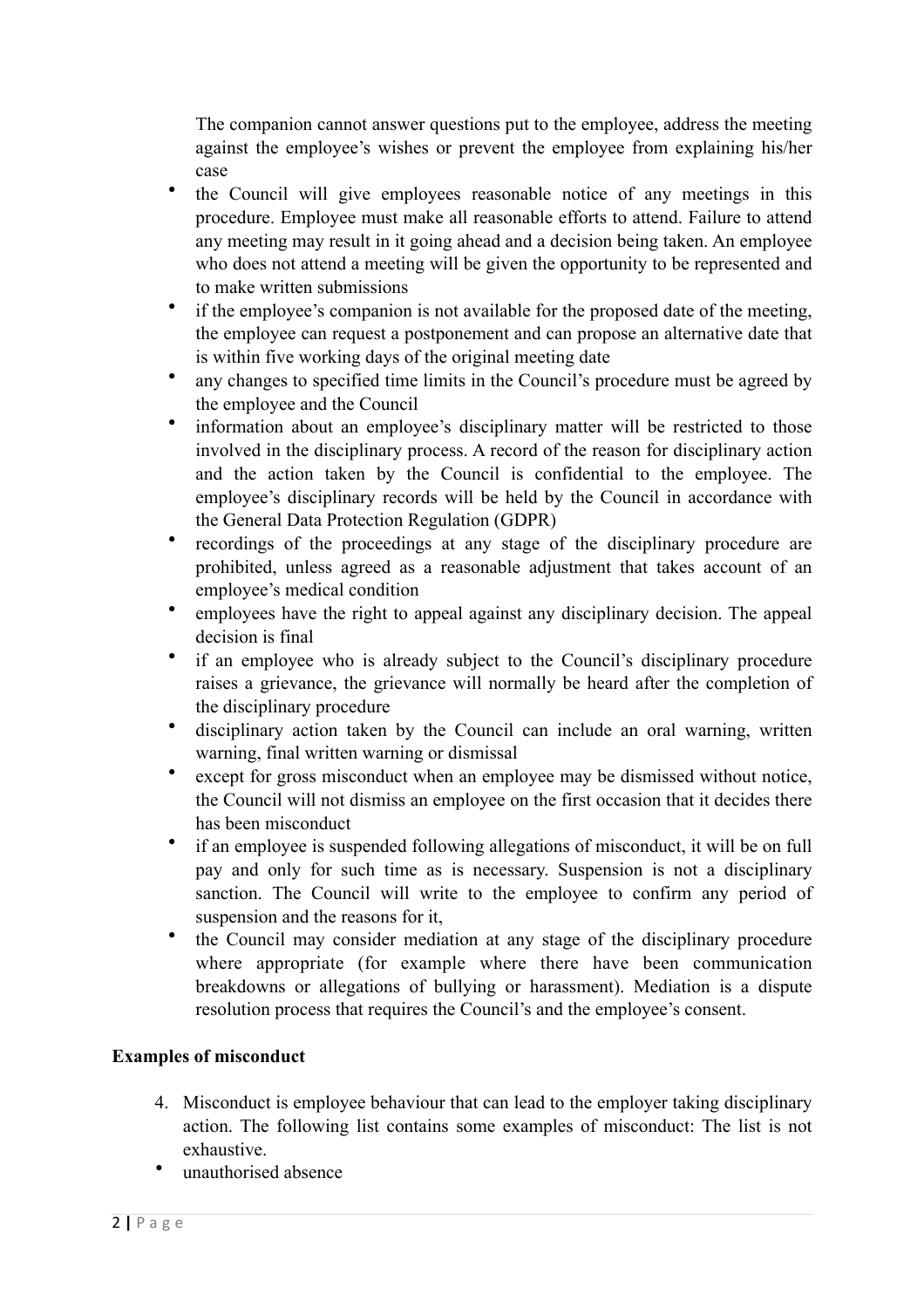The companion cannot answer questions put to the employee, address the meeting against the employee's wishes or prevent the employee from explaining his/her case

- the Council will give employees reasonable notice of any meetings in this procedure. Employee must make all reasonable efforts to attend. Failure to attend any meeting may result in it going ahead and a decision being taken. An employee who does not attend a meeting will be given the opportunity to be represented and to make written submissions
- if the employee's companion is not available for the proposed date of the meeting, the employee can request a postponement and can propose an alternative date that is within five working days of the original meeting date
- any changes to specified time limits in the Council's procedure must be agreed by the employee and the Council
- information about an employee's disciplinary matter will be restricted to those involved in the disciplinary process. A record of the reason for disciplinary action and the action taken by the Council is confidential to the employee. The employee's disciplinary records will be held by the Council in accordance with the General Data Protection Regulation (GDPR)
- recordings of the proceedings at any stage of the disciplinary procedure are prohibited, unless agreed as a reasonable adjustment that takes account of an employee's medical condition
- employees have the right to appeal against any disciplinary decision. The appeal decision is final
- if an employee who is already subject to the Council's disciplinary procedure raises a grievance, the grievance will normally be heard after the completion of the disciplinary procedure
- disciplinary action taken by the Council can include an oral warning, written warning, final written warning or dismissal
- except for gross misconduct when an employee may be dismissed without notice, the Council will not dismiss an employee on the first occasion that it decides there has been misconduct
- if an employee is suspended following allegations of misconduct, it will be on full pay and only for such time as is necessary. Suspension is not a disciplinary sanction. The Council will write to the employee to confirm any period of suspension and the reasons for it,
- the Council may consider mediation at any stage of the disciplinary procedure where appropriate (for example where there have been communication breakdowns or allegations of bullying or harassment). Mediation is a dispute resolution process that requires the Council's and the employee's consent.

**Examples of misconduct**

4. Misconduct is employee behaviour that can lead to the employer taking disciplinary action. The following list contains some examples of misconduct: The list is not exhaustive.

- unauthorised absence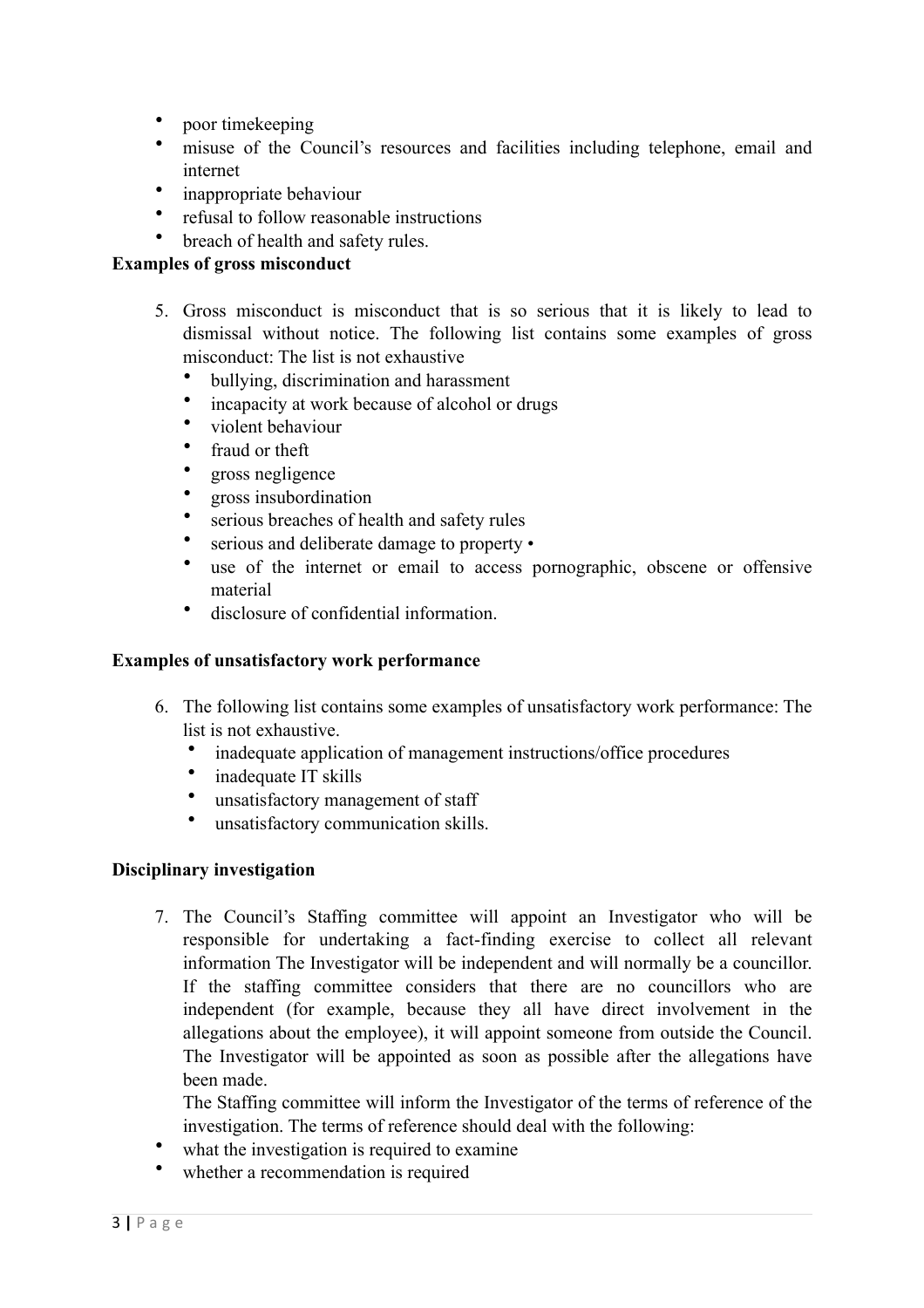- poor timekeeping
- misuse of the Council's resources and facilities including telephone, email and internet
- inappropriate behaviour
- refusal to follow reasonable instructions
- breach of health and safety rules.

**Examples of gross misconduct**

5. Gross misconduct is misconduct that is so serious that it is likely to lead to dismissal without notice. The following list contains some examples of gross misconduct: The list is not exhaustive
    - bullying, discrimination and harassment
    - incapacity at work because of alcohol or drugs
    - violent behaviour
    - fraud or theft
    - gross negligence
    - gross insubordination
    - serious breaches of health and safety rules
    - serious and deliberate damage to property •
    - use of the internet or email to access pornographic, obscene or offensive material
    - disclosure of confidential information.

**Examples of unsatisfactory work performance**

6. The following list contains some examples of unsatisfactory work performance: The list is not exhaustive.
    - inadequate application of management instructions/office procedures
    - inadequate IT skills
    - unsatisfactory management of staff
    - unsatisfactory communication skills.

**Disciplinary investigation**

7. The Council's Staffing committee will appoint an Investigator who will be responsible for undertaking a fact-finding exercise to collect all relevant information The Investigator will be independent and will normally be a councillor. If the staffing committee considers that there are no councillors who are independent (for example, because they all have direct involvement in the allegations about the employee), it will appoint someone from outside the Council. The Investigator will be appointed as soon as possible after the allegations have been made.
    The Staffing committee will inform the Investigator of the terms of reference of the investigation. The terms of reference should deal with the following:

- what the investigation is required to examine
- whether a recommendation is required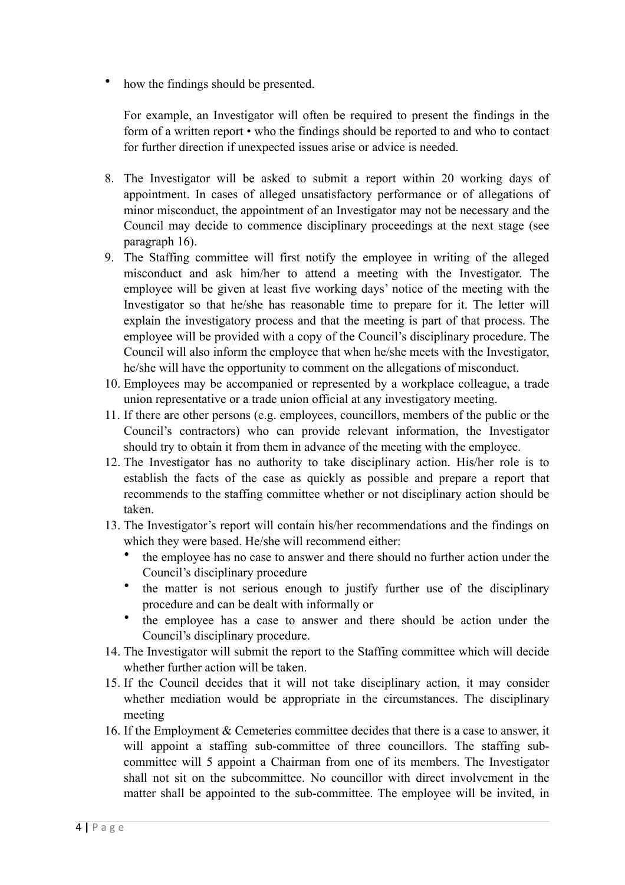- how the findings should be presented.

  For example, an Investigator will often be required to present the findings in the form of a written report • who the findings should be reported to and who to contact for further direction if unexpected issues arise or advice is needed.

8. The Investigator will be asked to submit a report within 20 working days of appointment. In cases of alleged unsatisfactory performance or of allegations of minor misconduct, the appointment of an Investigator may not be necessary and the Council may decide to commence disciplinary proceedings at the next stage (see paragraph 16).
9. The Staffing committee will first notify the employee in writing of the alleged misconduct and ask him/her to attend a meeting with the Investigator. The employee will be given at least five working days' notice of the meeting with the Investigator so that he/she has reasonable time to prepare for it. The letter will explain the investigatory process and that the meeting is part of that process. The employee will be provided with a copy of the Council's disciplinary procedure. The Council will also inform the employee that when he/she meets with the Investigator, he/she will have the opportunity to comment on the allegations of misconduct.
10. Employees may be accompanied or represented by a workplace colleague, a trade union representative or a trade union official at any investigatory meeting.
11. If there are other persons (e.g. employees, councillors, members of the public or the Council's contractors) who can provide relevant information, the Investigator should try to obtain it from them in advance of the meeting with the employee.
12. The Investigator has no authority to take disciplinary action. His/her role is to establish the facts of the case as quickly as possible and prepare a report that recommends to the staffing committee whether or not disciplinary action should be taken.
13. The Investigator's report will contain his/her recommendations and the findings on which they were based. He/she will recommend either:
    - the employee has no case to answer and there should no further action under the Council's disciplinary procedure
    - the matter is not serious enough to justify further use of the disciplinary procedure and can be dealt with informally or
    - the employee has a case to answer and there should be action under the Council's disciplinary procedure.
14. The Investigator will submit the report to the Staffing committee which will decide whether further action will be taken.
15. If the Council decides that it will not take disciplinary action, it may consider whether mediation would be appropriate in the circumstances. The disciplinary meeting
16. If the Employment & Cemeteries committee decides that there is a case to answer, it will appoint a staffing sub-committee of three councillors. The staffing sub-committee will 5 appoint a Chairman from one of its members. The Investigator shall not sit on the subcommittee. No councillor with direct involvement in the matter shall be appointed to the sub-committee. The employee will be invited, in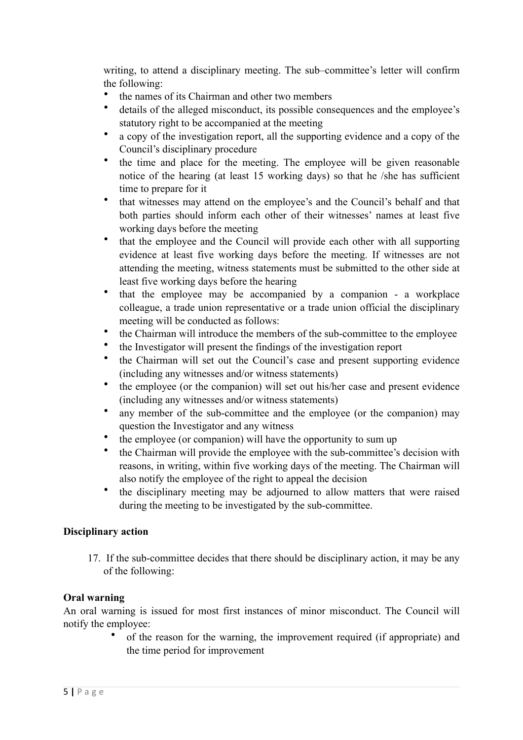writing, to attend a disciplinary meeting. The sub–committee's letter will confirm the following:

- the names of its Chairman and other two members
- details of the alleged misconduct, its possible consequences and the employee's statutory right to be accompanied at the meeting
- a copy of the investigation report, all the supporting evidence and a copy of the Council's disciplinary procedure
- the time and place for the meeting. The employee will be given reasonable notice of the hearing (at least 15 working days) so that he /she has sufficient time to prepare for it
- that witnesses may attend on the employee's and the Council's behalf and that both parties should inform each other of their witnesses' names at least five working days before the meeting
- that the employee and the Council will provide each other with all supporting evidence at least five working days before the meeting. If witnesses are not attending the meeting, witness statements must be submitted to the other side at least five working days before the hearing
- that the employee may be accompanied by a companion - a workplace colleague, a trade union representative or a trade union official the disciplinary meeting will be conducted as follows:
- the Chairman will introduce the members of the sub-committee to the employee
- the Investigator will present the findings of the investigation report
- the Chairman will set out the Council's case and present supporting evidence (including any witnesses and/or witness statements)
- the employee (or the companion) will set out his/her case and present evidence (including any witnesses and/or witness statements)
- any member of the sub-committee and the employee (or the companion) may question the Investigator and any witness
- the employee (or companion) will have the opportunity to sum up
- the Chairman will provide the employee with the sub-committee's decision with reasons, in writing, within five working days of the meeting. The Chairman will also notify the employee of the right to appeal the decision
- the disciplinary meeting may be adjourned to allow matters that were raised during the meeting to be investigated by the sub-committee.

**Disciplinary action**

17. If the sub-committee decides that there should be disciplinary action, it may be any of the following:

**Oral warning**

An oral warning is issued for most first instances of minor misconduct. The Council will notify the employee:

- of the reason for the warning, the improvement required (if appropriate) and the time period for improvement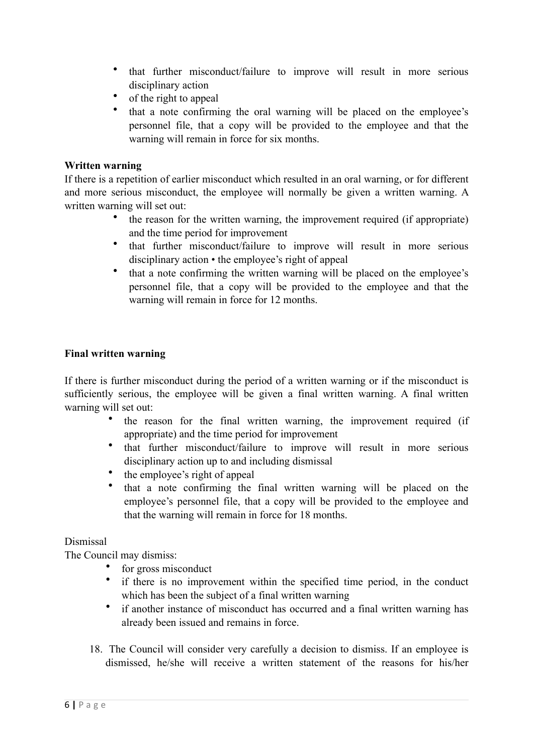- that further misconduct/failure to improve will result in more serious disciplinary action
- of the right to appeal
- that a note confirming the oral warning will be placed on the employee's personnel file, that a copy will be provided to the employee and that the warning will remain in force for six months.

**Written warning**

If there is a repetition of earlier misconduct which resulted in an oral warning, or for different and more serious misconduct, the employee will normally be given a written warning. A written warning will set out:

- the reason for the written warning, the improvement required (if appropriate) and the time period for improvement
- that further misconduct/failure to improve will result in more serious disciplinary action • the employee's right of appeal
- that a note confirming the written warning will be placed on the employee's personnel file, that a copy will be provided to the employee and that the warning will remain in force for 12 months.

**Final written warning**

If there is further misconduct during the period of a written warning or if the misconduct is sufficiently serious, the employee will be given a final written warning. A final written warning will set out:

- the reason for the final written warning, the improvement required (if appropriate) and the time period for improvement
- that further misconduct/failure to improve will result in more serious disciplinary action up to and including dismissal
- the employee's right of appeal
- that a note confirming the final written warning will be placed on the employee's personnel file, that a copy will be provided to the employee and that the warning will remain in force for 18 months.

Dismissal

The Council may dismiss:

- for gross misconduct
- if there is no improvement within the specified time period, in the conduct which has been the subject of a final written warning
- if another instance of misconduct has occurred and a final written warning has already been issued and remains in force.

18. The Council will consider very carefully a decision to dismiss. If an employee is dismissed, he/she will receive a written statement of the reasons for his/her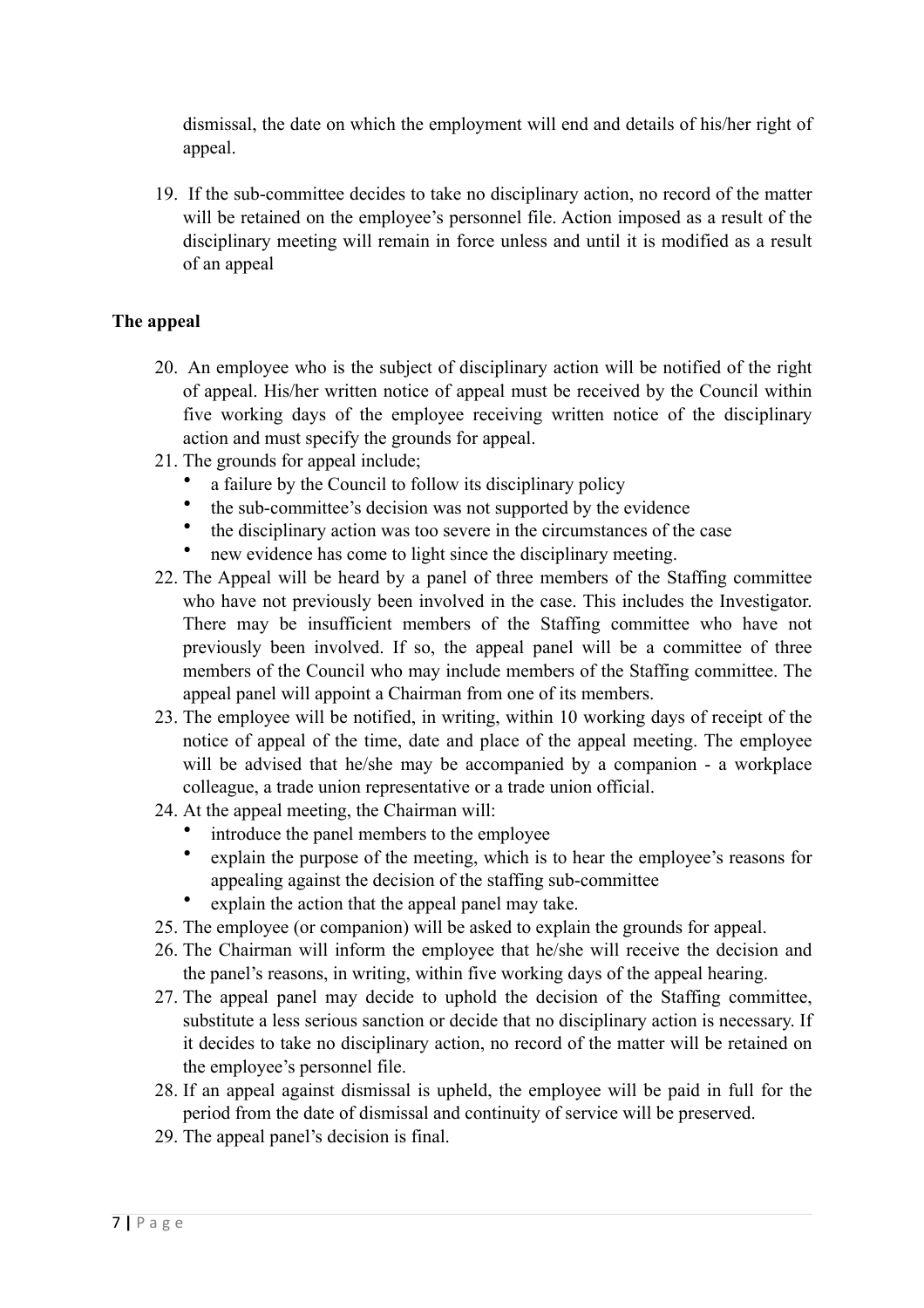dismissal, the date on which the employment will end and details of his/her right of appeal.

19. If the sub-committee decides to take no disciplinary action, no record of the matter will be retained on the employee's personnel file. Action imposed as a result of the disciplinary meeting will remain in force unless and until it is modified as a result of an appeal

**The appeal**

20. An employee who is the subject of disciplinary action will be notified of the right of appeal. His/her written notice of appeal must be received by the Council within five working days of the employee receiving written notice of the disciplinary action and must specify the grounds for appeal.
21. The grounds for appeal include;
    - a failure by the Council to follow its disciplinary policy
    - the sub-committee's decision was not supported by the evidence
    - the disciplinary action was too severe in the circumstances of the case
    - new evidence has come to light since the disciplinary meeting.
22. The Appeal will be heard by a panel of three members of the Staffing committee who have not previously been involved in the case. This includes the Investigator. There may be insufficient members of the Staffing committee who have not previously been involved. If so, the appeal panel will be a committee of three members of the Council who may include members of the Staffing committee. The appeal panel will appoint a Chairman from one of its members.
23. The employee will be notified, in writing, within 10 working days of receipt of the notice of appeal of the time, date and place of the appeal meeting. The employee will be advised that he/she may be accompanied by a companion - a workplace colleague, a trade union representative or a trade union official.
24. At the appeal meeting, the Chairman will:
    - introduce the panel members to the employee
    - explain the purpose of the meeting, which is to hear the employee's reasons for appealing against the decision of the staffing sub-committee
    - explain the action that the appeal panel may take.
25. The employee (or companion) will be asked to explain the grounds for appeal.
26. The Chairman will inform the employee that he/she will receive the decision and the panel's reasons, in writing, within five working days of the appeal hearing.
27. The appeal panel may decide to uphold the decision of the Staffing committee, substitute a less serious sanction or decide that no disciplinary action is necessary. If it decides to take no disciplinary action, no record of the matter will be retained on the employee's personnel file.
28. If an appeal against dismissal is upheld, the employee will be paid in full for the period from the date of dismissal and continuity of service will be preserved.
29. The appeal panel's decision is final.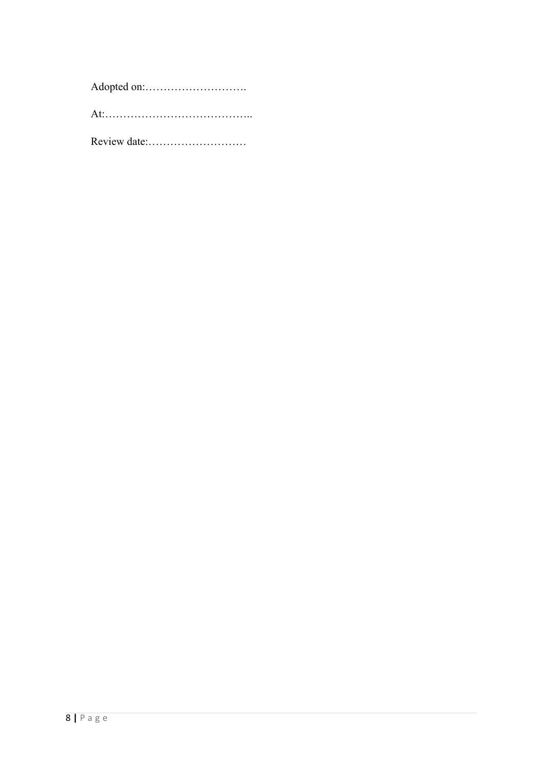Adopted on:……………………….

At:…………………………………..

Review date:………………………